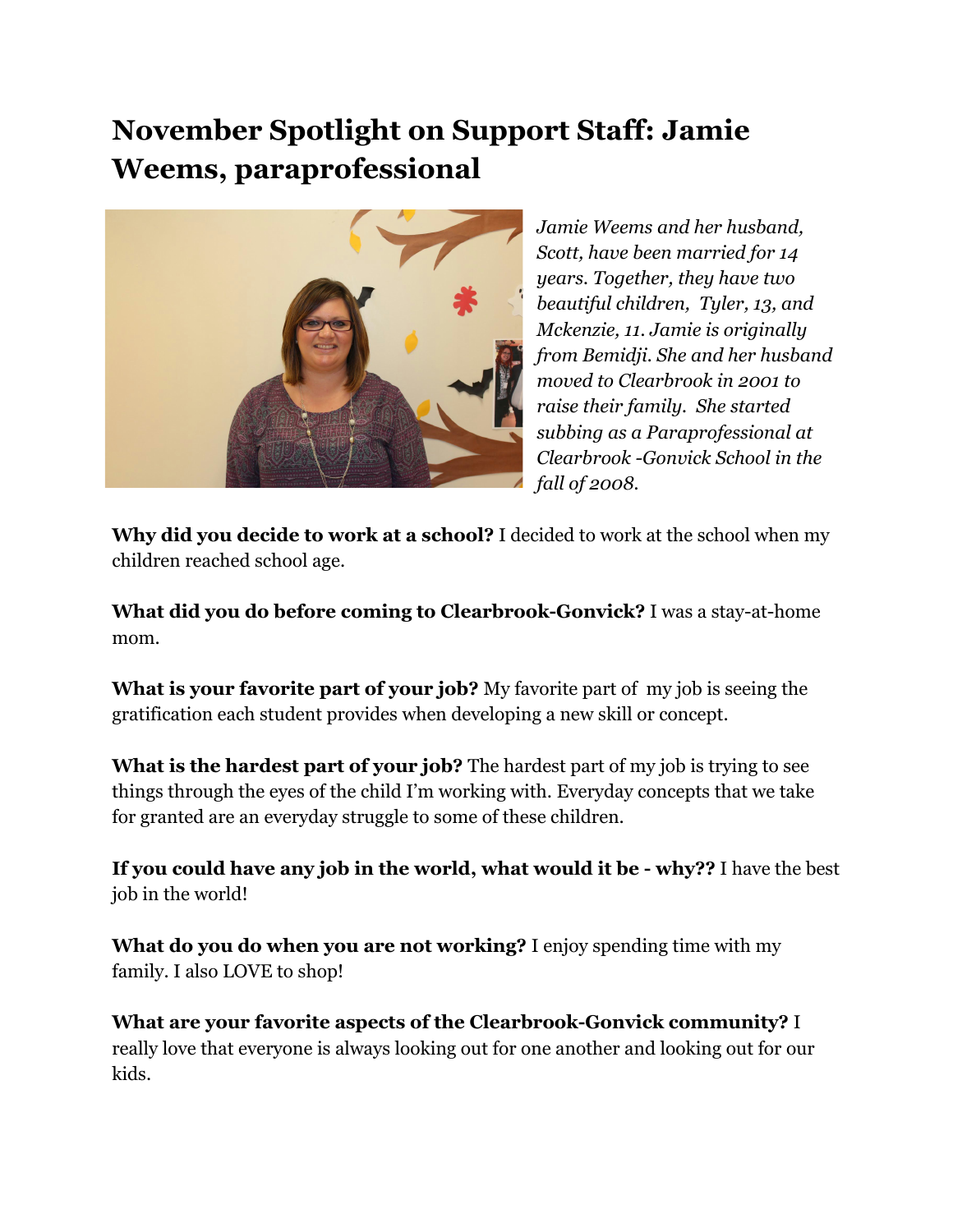# November Spotlight on Support Staff: Jamie Weems, paraprofessional

*Jamie Weems and her husband, Scott, have been married for 14 years. Together, they have two beautiful children, Tyler, 13, and Mckenzie, 11. Jamie is originally from Bemidji. She and her husband moved to Clearbrook in 2001 to raise their family. She started subbing as a Paraprofessional at Clearbrook -Gonvick School in the fall of 2008.*

**Why did you decide to work at a school?** I decided to work at the school when my children reached school age.

**What did you do before coming to Clearbrook-Gonvick?** I was a stay-at-home mom.

**What is your favorite part of your job?** My favorite part of my job is seeing the gratification each student provides when developing a new skill or concept.

**What is the hardest part of your job?** The hardest part of my job is trying to see things through the eyes of the child I'm working with. Everyday concepts that we take for granted are an everyday struggle to some of these children.

**If you could have any job in the world, what would it be - why??** I have the best job in the world!

**What do you do when you are not working?** I enjoy spending time with my family. I also LOVE to shop!

**What are your favorite aspects of the Clearbrook-Gonvick community?** I really love that everyone is always looking out for one another and looking out for our kids.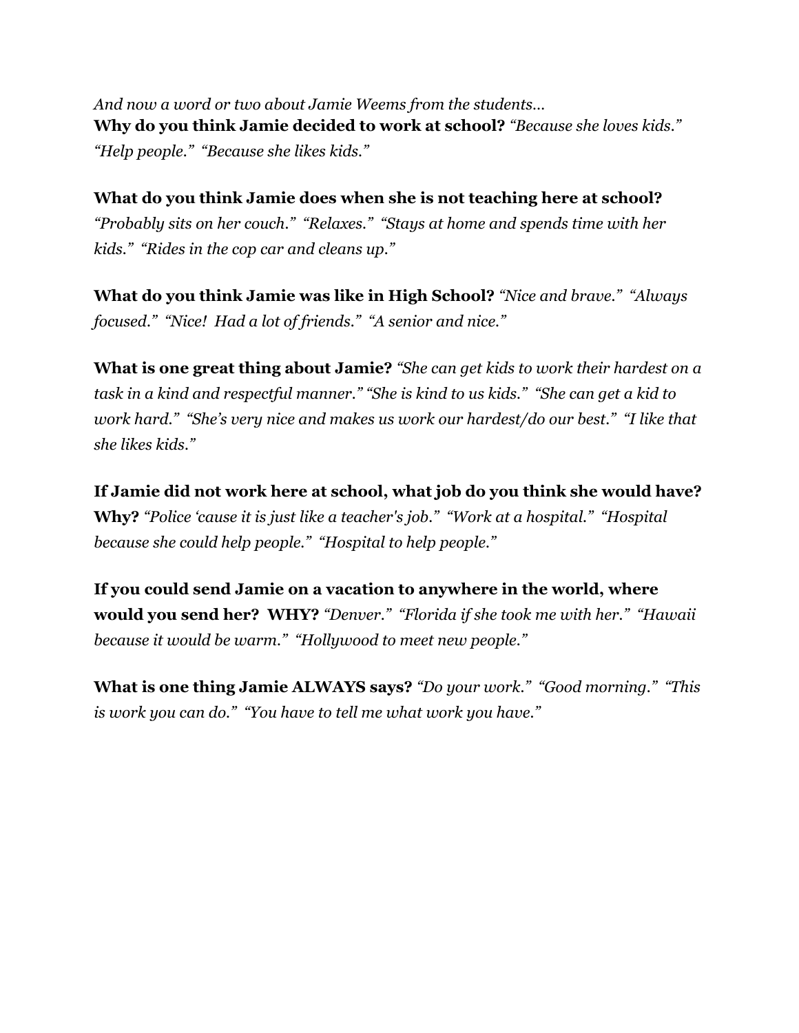*And now a word or two about Jamie Weems from the students…*
**Why do you think Jamie decided to work at school?** *"Because she loves kids." "Help people." "Because she likes kids."*

**What do you think Jamie does when she is not teaching here at school?** *"Probably sits on her couch." "Relaxes." "Stays at home and spends time with her kids." "Rides in the cop car and cleans up."*

**What do you think Jamie was like in High School?** *"Nice and brave." "Always focused." "Nice! Had a lot of friends." "A senior and nice."*

**What is one great thing about Jamie?** *"She can get kids to work their hardest on a task in a kind and respectful manner." "She is kind to us kids." "She can get a kid to work hard." "She's very nice and makes us work our hardest/do our best." "I like that she likes kids."*

**If Jamie did not work here at school, what job do you think she would have? Why?** *"Police 'cause it is just like a teacher's job." "Work at a hospital." "Hospital because she could help people." "Hospital to help people."*

**If you could send Jamie on a vacation to anywhere in the world, where would you send her? WHY?** *"Denver." "Florida if she took me with her." "Hawaii because it would be warm." "Hollywood to meet new people."*

**What is one thing Jamie ALWAYS says?** *"Do your work." "Good morning." "This is work you can do." "You have to tell me what work you have."*